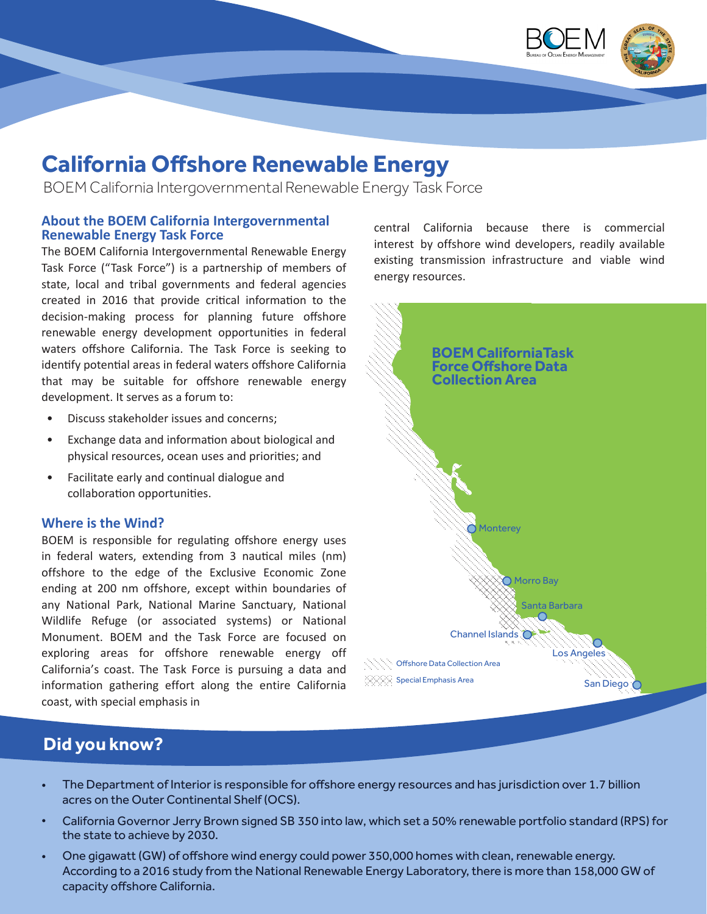# California Offshore Renewable Energy

BOEM California Intergovernmental Renewable Energy Task Force

## About the BOEM California Intergovernmental Renewable Energy Task Force

The BOEM California Intergovernmental Renewable Energy Task Force ("Task Force") is a partnership of members of state, local and tribal governments and federal agencies created in 2016 that provide critical information to the decision-making process for planning future offshore renewable energy development opportunities in federal waters offshore California. The Task Force is seeking to identify potential areas in federal waters offshore California that may be suitable for offshore renewable energy development. It serves as a forum to:

- Discuss stakeholder issues and concerns;
- Exchange data and information about biological and physical resources, ocean uses and priorities; and
- Facilitate early and continual dialogue and collaboration opportunities.

## Where is the Wind?

BOEM is responsible for regulating offshore energy uses in federal waters, extending from 3 nautical miles (nm) offshore to the edge of the Exclusive Economic Zone ending at 200 nm offshore, except within boundaries of any National Park, National Marine Sanctuary, National Wildlife Refuge (or associated systems) or National Monument. BOEM and the Task Force are focused on exploring areas for offshore renewable energy off California's coast. The Task Force is pursuing a data and information gathering effort along the entire California coast, with special emphasis in central California because there is commercial interest by offshore wind developers, readily available existing transmission infrastructure and viable wind energy resources.

**BOEM California Task Force Offshore Data Collection Area**

Monterey, Morro Bay, Santa Barbara, Channel Islands, Los Angeles, San Diego

Offshore Data Collection Area

Special Emphasis Area

## Did you know?

- The Department of Interior is responsible for offshore energy resources and has jurisdiction over 1.7 billion acres on the Outer Continental Shelf (OCS).
- California Governor Jerry Brown signed SB 350 into law, which set a 50% renewable portfolio standard (RPS) for the state to achieve by 2030.
- One gigawatt (GW) of offshore wind energy could power 350,000 homes with clean, renewable energy. According to a 2016 study from the National Renewable Energy Laboratory, there is more than 158,000 GW of capacity offshore California.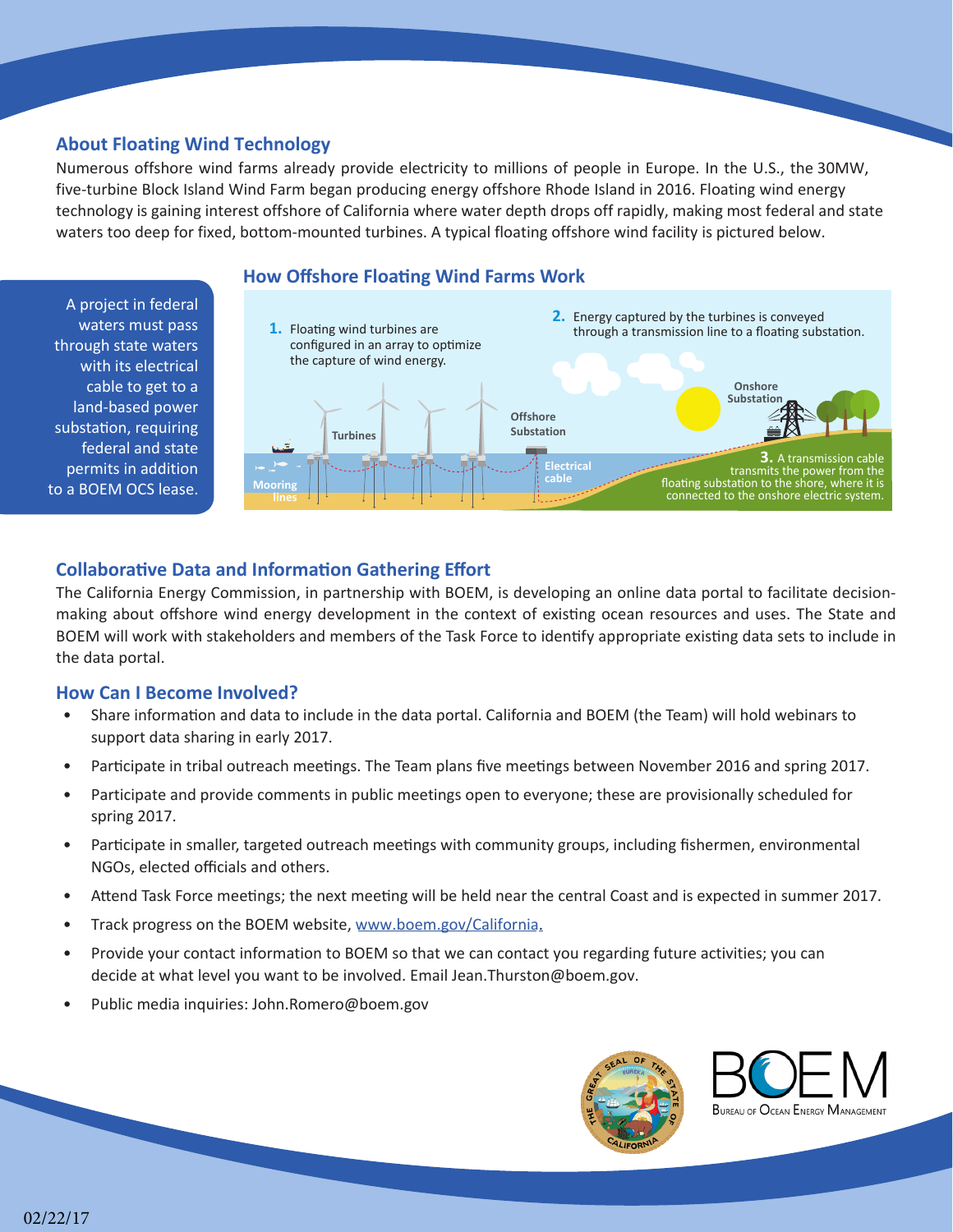## About Floating Wind Technology

Numerous offshore wind farms already provide electricity to millions of people in Europe. In the U.S., the 30MW, five-turbine Block Island Wind Farm began producing energy offshore Rhode Island in 2016. Floating wind energy technology is gaining interest offshore of California where water depth drops off rapidly, making most federal and state waters too deep for fixed, bottom-mounted turbines. A typical floating offshore wind facility is pictured below.

A project in federal waters must pass through state waters with its electrical cable to get to a land-based power substation, requiring federal and state permits in addition to a BOEM OCS lease.

### How Offshore Floating Wind Farms Work

1. Floating wind turbines are configured in an array to optimize the capture of wind energy.

2. Energy captured by the turbines is conveyed through a transmission line to a floating substation.

3. A transmission cable transmits the power from the floating substation to the shore, where it is connected to the onshore electric system.

Turbines

Offshore Substation

Onshore Substation

Electrical cable

Mooring lines

## Collaborative Data and Information Gathering Effort

The California Energy Commission, in partnership with BOEM, is developing an online data portal to facilitate decision-making about offshore wind energy development in the context of existing ocean resources and uses. The State and BOEM will work with stakeholders and members of the Task Force to identify appropriate existing data sets to include in the data portal.

## How Can I Become Involved?

- Share information and data to include in the data portal. California and BOEM (the Team) will hold webinars to support data sharing in early 2017.
- Participate in tribal outreach meetings. The Team plans five meetings between November 2016 and spring 2017.
- Participate and provide comments in public meetings open to everyone; these are provisionally scheduled for spring 2017.
- Participate in smaller, targeted outreach meetings with community groups, including fishermen, environmental NGOs, elected officials and others.
- Attend Task Force meetings; the next meeting will be held near the central Coast and is expected in summer 2017.
- Track progress on the BOEM website, www.boem.gov/California.
- Provide your contact information to BOEM so that we can contact you regarding future activities; you can decide at what level you want to be involved. Email Jean.Thurston@boem.gov.
- Public media inquiries: John.Romero@boem.gov

BOEM
Bureau of Ocean Energy Management

02/22/17